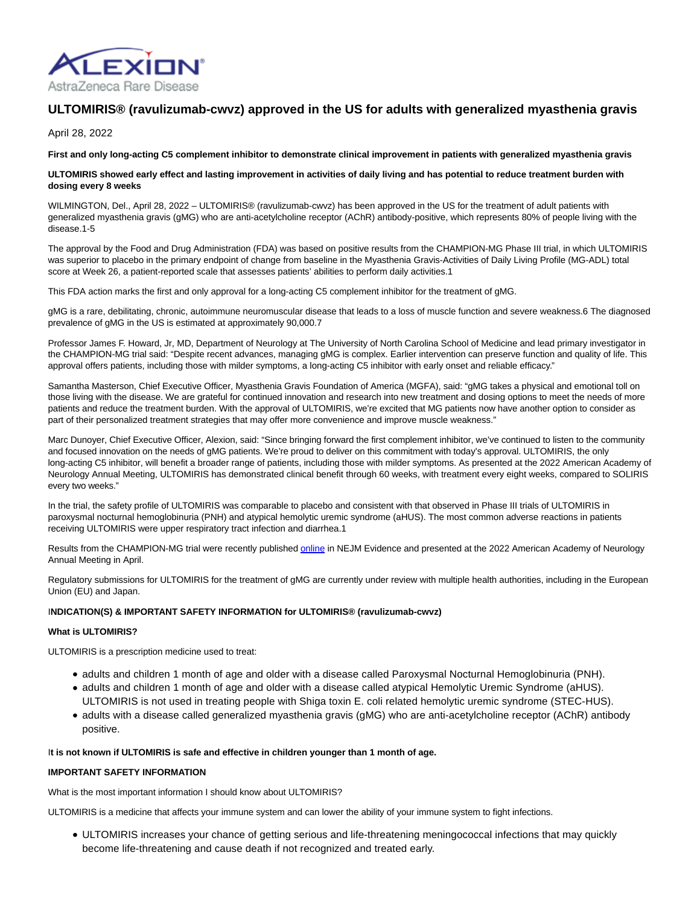# ULTOMIRIS® (ravulizumab-cwvz) approved in the US for adults with generalized myasthenia gravis

April 28, 2022

**First and only long-acting C5 complement inhibitor to demonstrate clinical improvement in patients with generalized myasthenia gravis**

**ULTOMIRIS showed early effect and lasting improvement in activities of daily living and has potential to reduce treatment burden with dosing every 8 weeks**

WILMINGTON, Del., April 28, 2022 – ULTOMIRIS® (ravulizumab-cwvz) has been approved in the US for the treatment of adult patients with generalized myasthenia gravis (gMG) who are anti-acetylcholine receptor (AChR) antibody-positive, which represents 80% of people living with the disease.1-5

The approval by the Food and Drug Administration (FDA) was based on positive results from the CHAMPION-MG Phase III trial, in which ULTOMIRIS was superior to placebo in the primary endpoint of change from baseline in the Myasthenia Gravis-Activities of Daily Living Profile (MG-ADL) total score at Week 26, a patient-reported scale that assesses patients' abilities to perform daily activities.1

This FDA action marks the first and only approval for a long-acting C5 complement inhibitor for the treatment of gMG.

gMG is a rare, debilitating, chronic, autoimmune neuromuscular disease that leads to a loss of muscle function and severe weakness.6 The diagnosed prevalence of gMG in the US is estimated at approximately 90,000.7

Professor James F. Howard, Jr, MD, Department of Neurology at The University of North Carolina School of Medicine and lead primary investigator in the CHAMPION-MG trial said: "Despite recent advances, managing gMG is complex. Earlier intervention can preserve function and quality of life. This approval offers patients, including those with milder symptoms, a long-acting C5 inhibitor with early onset and reliable efficacy."

Samantha Masterson, Chief Executive Officer, Myasthenia Gravis Foundation of America (MGFA), said: "gMG takes a physical and emotional toll on those living with the disease. We are grateful for continued innovation and research into new treatment and dosing options to meet the needs of more patients and reduce the treatment burden. With the approval of ULTOMIRIS, we're excited that MG patients now have another option to consider as part of their personalized treatment strategies that may offer more convenience and improve muscle weakness."

Marc Dunoyer, Chief Executive Officer, Alexion, said: "Since bringing forward the first complement inhibitor, we've continued to listen to the community and focused innovation on the needs of gMG patients. We're proud to deliver on this commitment with today's approval. ULTOMIRIS, the only long-acting C5 inhibitor, will benefit a broader range of patients, including those with milder symptoms. As presented at the 2022 American Academy of Neurology Annual Meeting, ULTOMIRIS has demonstrated clinical benefit through 60 weeks, with treatment every eight weeks, compared to SOLIRIS every two weeks."

In the trial, the safety profile of ULTOMIRIS was comparable to placebo and consistent with that observed in Phase III trials of ULTOMIRIS in paroxysmal nocturnal hemoglobinuria (PNH) and atypical hemolytic uremic syndrome (aHUS). The most common adverse reactions in patients receiving ULTOMIRIS were upper respiratory tract infection and diarrhea.1

Results from the CHAMPION-MG trial were recently published online in NEJM Evidence and presented at the 2022 American Academy of Neurology Annual Meeting in April.

Regulatory submissions for ULTOMIRIS for the treatment of gMG are currently under review with multiple health authorities, including in the European Union (EU) and Japan.

**INDICATION(S) & IMPORTANT SAFETY INFORMATION for ULTOMIRIS® (ravulizumab-cwvz)**

**What is ULTOMIRIS?**

ULTOMIRIS is a prescription medicine used to treat:

- adults and children 1 month of age and older with a disease called Paroxysmal Nocturnal Hemoglobinuria (PNH).
- adults and children 1 month of age and older with a disease called atypical Hemolytic Uremic Syndrome (aHUS). ULTOMIRIS is not used in treating people with Shiga toxin E. coli related hemolytic uremic syndrome (STEC-HUS).
- adults with a disease called generalized myasthenia gravis (gMG) who are anti-acetylcholine receptor (AChR) antibody positive.

**It is not known if ULTOMIRIS is safe and effective in children younger than 1 month of age.**

**IMPORTANT SAFETY INFORMATION**

What is the most important information I should know about ULTOMIRIS?

ULTOMIRIS is a medicine that affects your immune system and can lower the ability of your immune system to fight infections.

- ULTOMIRIS increases your chance of getting serious and life-threatening meningococcal infections that may quickly become life-threatening and cause death if not recognized and treated early.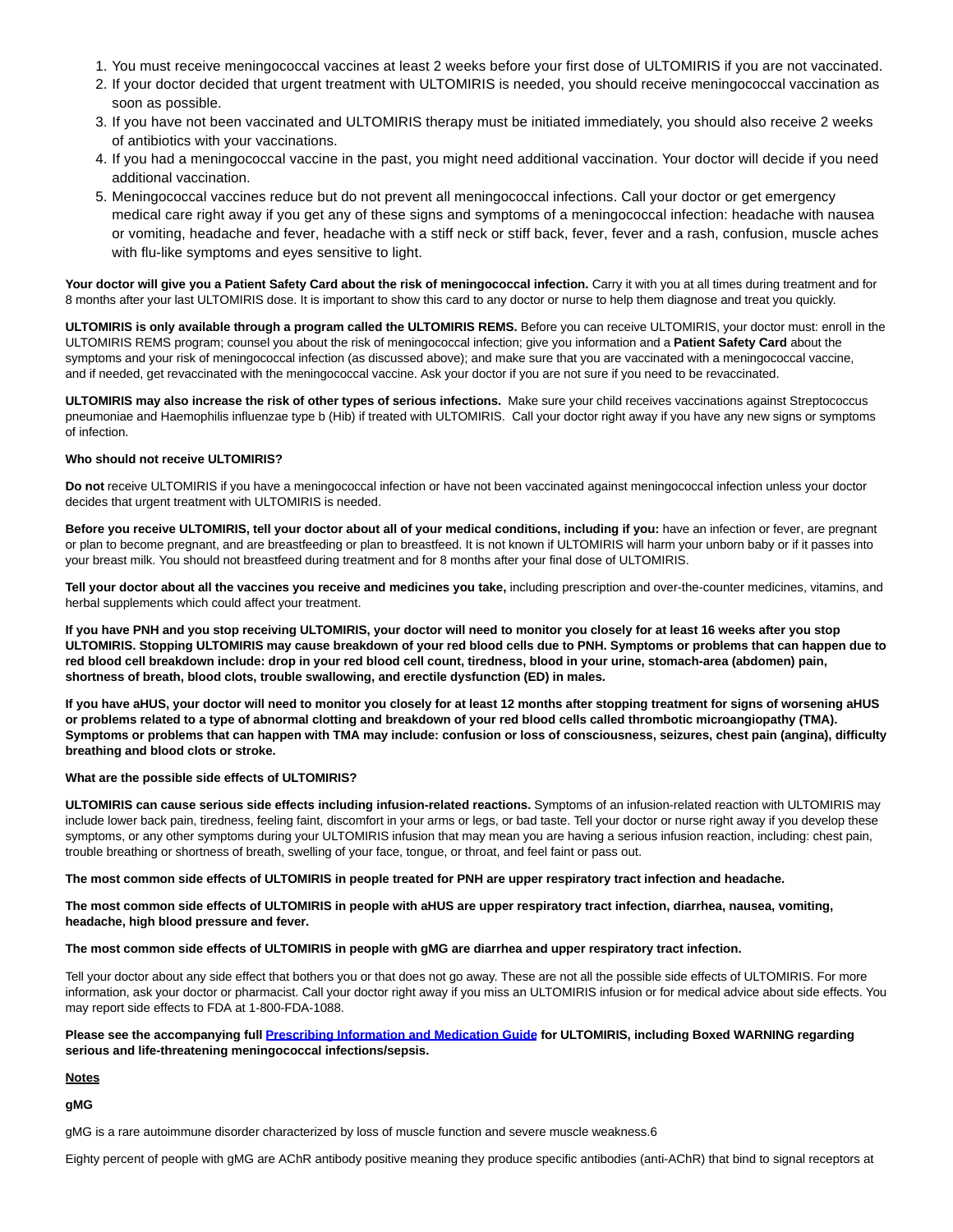1. You must receive meningococcal vaccines at least 2 weeks before your first dose of ULTOMIRIS if you are not vaccinated.
2. If your doctor decided that urgent treatment with ULTOMIRIS is needed, you should receive meningococcal vaccination as soon as possible.
3. If you have not been vaccinated and ULTOMIRIS therapy must be initiated immediately, you should also receive 2 weeks of antibiotics with your vaccinations.
4. If you had a meningococcal vaccine in the past, you might need additional vaccination. Your doctor will decide if you need additional vaccination.
5. Meningococcal vaccines reduce but do not prevent all meningococcal infections. Call your doctor or get emergency medical care right away if you get any of these signs and symptoms of a meningococcal infection: headache with nausea or vomiting, headache and fever, headache with a stiff neck or stiff back, fever, fever and a rash, confusion, muscle aches with flu-like symptoms and eyes sensitive to light.

**Your doctor will give you a Patient Safety Card about the risk of meningococcal infection.** Carry it with you at all times during treatment and for 8 months after your last ULTOMIRIS dose. It is important to show this card to any doctor or nurse to help them diagnose and treat you quickly.

**ULTOMIRIS is only available through a program called the ULTOMIRIS REMS.** Before you can receive ULTOMIRIS, your doctor must: enroll in the ULTOMIRIS REMS program; counsel you about the risk of meningococcal infection; give you information and a **Patient Safety Card** about the symptoms and your risk of meningococcal infection (as discussed above); and make sure that you are vaccinated with a meningococcal vaccine, and if needed, get revaccinated with the meningococcal vaccine. Ask your doctor if you are not sure if you need to be revaccinated.

**ULTOMIRIS may also increase the risk of other types of serious infections.** Make sure your child receives vaccinations against Streptococcus pneumoniae and Haemophilis influenzae type b (Hib) if treated with ULTOMIRIS. Call your doctor right away if you have any new signs or symptoms of infection.

**Who should not receive ULTOMIRIS?**

**Do not** receive ULTOMIRIS if you have a meningococcal infection or have not been vaccinated against meningococcal infection unless your doctor decides that urgent treatment with ULTOMIRIS is needed.

**Before you receive ULTOMIRIS, tell your doctor about all of your medical conditions, including if you:** have an infection or fever, are pregnant or plan to become pregnant, and are breastfeeding or plan to breastfeed. It is not known if ULTOMIRIS will harm your unborn baby or if it passes into your breast milk. You should not breastfeed during treatment and for 8 months after your final dose of ULTOMIRIS.

**Tell your doctor about all the vaccines you receive and medicines you take,** including prescription and over-the-counter medicines, vitamins, and herbal supplements which could affect your treatment.

**If you have PNH and you stop receiving ULTOMIRIS, your doctor will need to monitor you closely for at least 16 weeks after you stop ULTOMIRIS. Stopping ULTOMIRIS may cause breakdown of your red blood cells due to PNH. Symptoms or problems that can happen due to red blood cell breakdown include: drop in your red blood cell count, tiredness, blood in your urine, stomach-area (abdomen) pain, shortness of breath, blood clots, trouble swallowing, and erectile dysfunction (ED) in males.**

**If you have aHUS, your doctor will need to monitor you closely for at least 12 months after stopping treatment for signs of worsening aHUS or problems related to a type of abnormal clotting and breakdown of your red blood cells called thrombotic microangiopathy (TMA). Symptoms or problems that can happen with TMA may include: confusion or loss of consciousness, seizures, chest pain (angina), difficulty breathing and blood clots or stroke.**

**What are the possible side effects of ULTOMIRIS?**

**ULTOMIRIS can cause serious side effects including infusion-related reactions.** Symptoms of an infusion-related reaction with ULTOMIRIS may include lower back pain, tiredness, feeling faint, discomfort in your arms or legs, or bad taste. Tell your doctor or nurse right away if you develop these symptoms, or any other symptoms during your ULTOMIRIS infusion that may mean you are having a serious infusion reaction, including: chest pain, trouble breathing or shortness of breath, swelling of your face, tongue, or throat, and feel faint or pass out.

**The most common side effects of ULTOMIRIS in people treated for PNH are upper respiratory tract infection and headache.**

**The most common side effects of ULTOMIRIS in people with aHUS are upper respiratory tract infection, diarrhea, nausea, vomiting, headache, high blood pressure and fever.**

**The most common side effects of ULTOMIRIS in people with gMG are diarrhea and upper respiratory tract infection.**

Tell your doctor about any side effect that bothers you or that does not go away. These are not all the possible side effects of ULTOMIRIS. For more information, ask your doctor or pharmacist. Call your doctor right away if you miss an ULTOMIRIS infusion or for medical advice about side effects. You may report side effects to FDA at 1-800-FDA-1088.

**Please see the accompanying full Prescribing Information and Medication Guide for ULTOMIRIS, including Boxed WARNING regarding serious and life-threatening meningococcal infections/sepsis.**

**Notes**

**gMG**

gMG is a rare autoimmune disorder characterized by loss of muscle function and severe muscle weakness.6

Eighty percent of people with gMG are AChR antibody positive meaning they produce specific antibodies (anti-AChR) that bind to signal receptors at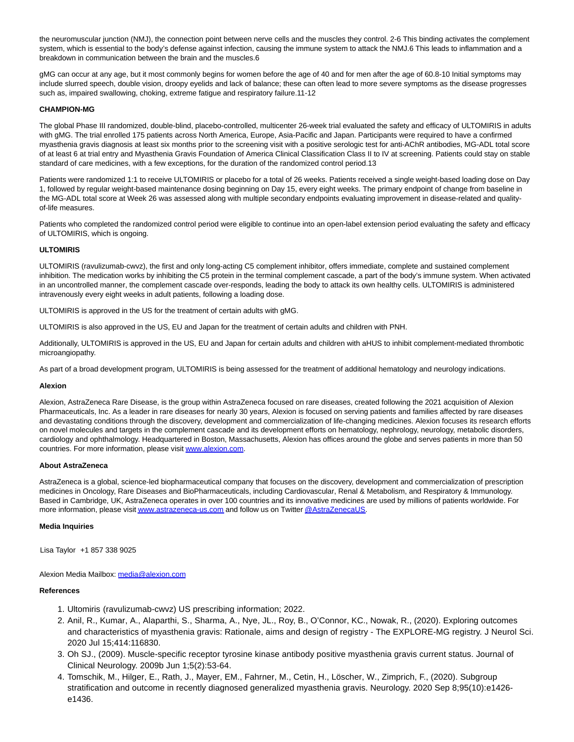the neuromuscular junction (NMJ), the connection point between nerve cells and the muscles they control. 2-6 This binding activates the complement system, which is essential to the body's defense against infection, causing the immune system to attack the NMJ.6 This leads to inflammation and a breakdown in communication between the brain and the muscles.6

gMG can occur at any age, but it most commonly begins for women before the age of 40 and for men after the age of 60.8-10 Initial symptoms may include slurred speech, double vision, droopy eyelids and lack of balance; these can often lead to more severe symptoms as the disease progresses such as, impaired swallowing, choking, extreme fatigue and respiratory failure.11-12

**CHAMPION-MG**

The global Phase III randomized, double-blind, placebo-controlled, multicenter 26-week trial evaluated the safety and efficacy of ULTOMIRIS in adults with gMG. The trial enrolled 175 patients across North America, Europe, Asia-Pacific and Japan. Participants were required to have a confirmed myasthenia gravis diagnosis at least six months prior to the screening visit with a positive serologic test for anti-AChR antibodies, MG-ADL total score of at least 6 at trial entry and Myasthenia Gravis Foundation of America Clinical Classification Class II to IV at screening. Patients could stay on stable standard of care medicines, with a few exceptions, for the duration of the randomized control period.13

Patients were randomized 1:1 to receive ULTOMIRIS or placebo for a total of 26 weeks. Patients received a single weight-based loading dose on Day 1, followed by regular weight-based maintenance dosing beginning on Day 15, every eight weeks. The primary endpoint of change from baseline in the MG-ADL total score at Week 26 was assessed along with multiple secondary endpoints evaluating improvement in disease-related and quality-of-life measures.

Patients who completed the randomized control period were eligible to continue into an open-label extension period evaluating the safety and efficacy of ULTOMIRIS, which is ongoing.

**ULTOMIRIS**

ULTOMIRIS (ravulizumab-cwvz), the first and only long-acting C5 complement inhibitor, offers immediate, complete and sustained complement inhibition. The medication works by inhibiting the C5 protein in the terminal complement cascade, a part of the body's immune system. When activated in an uncontrolled manner, the complement cascade over-responds, leading the body to attack its own healthy cells. ULTOMIRIS is administered intravenously every eight weeks in adult patients, following a loading dose.

ULTOMIRIS is approved in the US for the treatment of certain adults with gMG.

ULTOMIRIS is also approved in the US, EU and Japan for the treatment of certain adults and children with PNH.

Additionally, ULTOMIRIS is approved in the US, EU and Japan for certain adults and children with aHUS to inhibit complement-mediated thrombotic microangiopathy.

As part of a broad development program, ULTOMIRIS is being assessed for the treatment of additional hematology and neurology indications.

**Alexion**

Alexion, AstraZeneca Rare Disease, is the group within AstraZeneca focused on rare diseases, created following the 2021 acquisition of Alexion Pharmaceuticals, Inc. As a leader in rare diseases for nearly 30 years, Alexion is focused on serving patients and families affected by rare diseases and devastating conditions through the discovery, development and commercialization of life-changing medicines. Alexion focuses its research efforts on novel molecules and targets in the complement cascade and its development efforts on hematology, nephrology, neurology, metabolic disorders, cardiology and ophthalmology. Headquartered in Boston, Massachusetts, Alexion has offices around the globe and serves patients in more than 50 countries. For more information, please visit www.alexion.com.

**About AstraZeneca**

AstraZeneca is a global, science-led biopharmaceutical company that focuses on the discovery, development and commercialization of prescription medicines in Oncology, Rare Diseases and BioPharmaceuticals, including Cardiovascular, Renal & Metabolism, and Respiratory & Immunology. Based in Cambridge, UK, AstraZeneca operates in over 100 countries and its innovative medicines are used by millions of patients worldwide. For more information, please visit www.astrazeneca-us.com and follow us on Twitter @AstraZenecaUS.

**Media Inquiries**

Lisa Taylor +1 857 338 9025

Alexion Media Mailbox: media@alexion.com

**References**

1. Ultomiris (ravulizumab-cwvz) US prescribing information; 2022.
2. Anil, R., Kumar, A., Alaparthi, S., Sharma, A., Nye, JL., Roy, B., O'Connor, KC., Nowak, R., (2020). Exploring outcomes and characteristics of myasthenia gravis: Rationale, aims and design of registry - The EXPLORE-MG registry. J Neurol Sci. 2020 Jul 15;414:116830.
3. Oh SJ., (2009). Muscle-specific receptor tyrosine kinase antibody positive myasthenia gravis current status. Journal of Clinical Neurology. 2009b Jun 1;5(2):53-64.
4. Tomschik, M., Hilger, E., Rath, J., Mayer, EM., Fahrner, M., Cetin, H., Löscher, W., Zimprich, F., (2020). Subgroup stratification and outcome in recently diagnosed generalized myasthenia gravis. Neurology. 2020 Sep 8;95(10):e1426-e1436.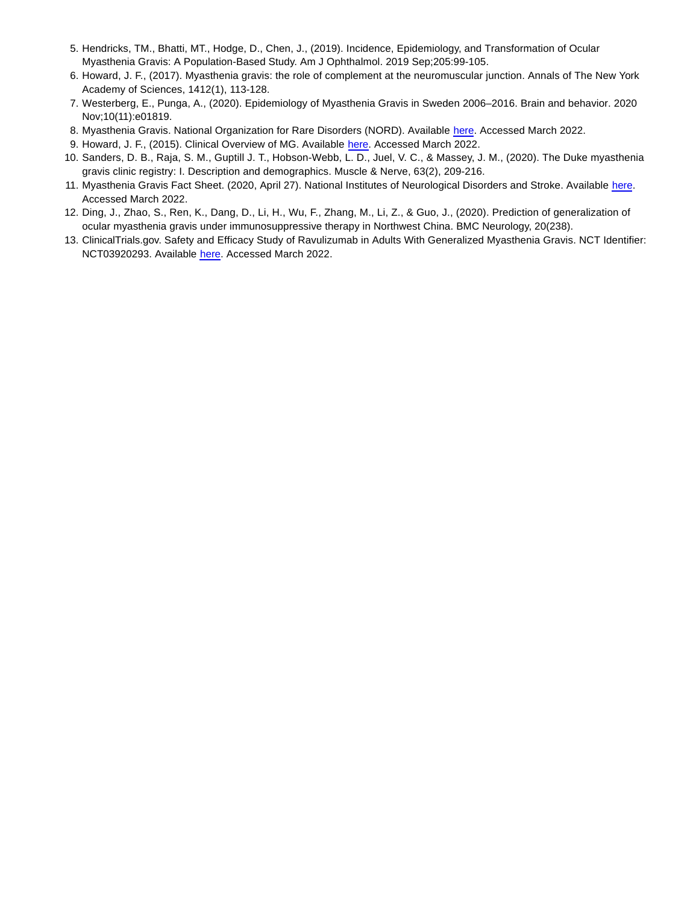5. Hendricks, TM., Bhatti, MT., Hodge, D., Chen, J., (2019). Incidence, Epidemiology, and Transformation of Ocular Myasthenia Gravis: A Population-Based Study. Am J Ophthalmol. 2019 Sep;205:99-105.
6. Howard, J. F., (2017). Myasthenia gravis: the role of complement at the neuromuscular junction. Annals of The New York Academy of Sciences, 1412(1), 113-128.
7. Westerberg, E., Punga, A., (2020). Epidemiology of Myasthenia Gravis in Sweden 2006–2016. Brain and behavior. 2020 Nov;10(11):e01819.
8. Myasthenia Gravis. National Organization for Rare Disorders (NORD). Available here. Accessed March 2022.
9. Howard, J. F., (2015). Clinical Overview of MG. Available here. Accessed March 2022.
10. Sanders, D. B., Raja, S. M., Guptill J. T., Hobson-Webb, L. D., Juel, V. C., & Massey, J. M., (2020). The Duke myasthenia gravis clinic registry: I. Description and demographics. Muscle & Nerve, 63(2), 209-216.
11. Myasthenia Gravis Fact Sheet. (2020, April 27). National Institutes of Neurological Disorders and Stroke. Available here. Accessed March 2022.
12. Ding, J., Zhao, S., Ren, K., Dang, D., Li, H., Wu, F., Zhang, M., Li, Z., & Guo, J., (2020). Prediction of generalization of ocular myasthenia gravis under immunosuppressive therapy in Northwest China. BMC Neurology, 20(238).
13. ClinicalTrials.gov. Safety and Efficacy Study of Ravulizumab in Adults With Generalized Myasthenia Gravis. NCT Identifier: NCT03920293. Available here. Accessed March 2022.